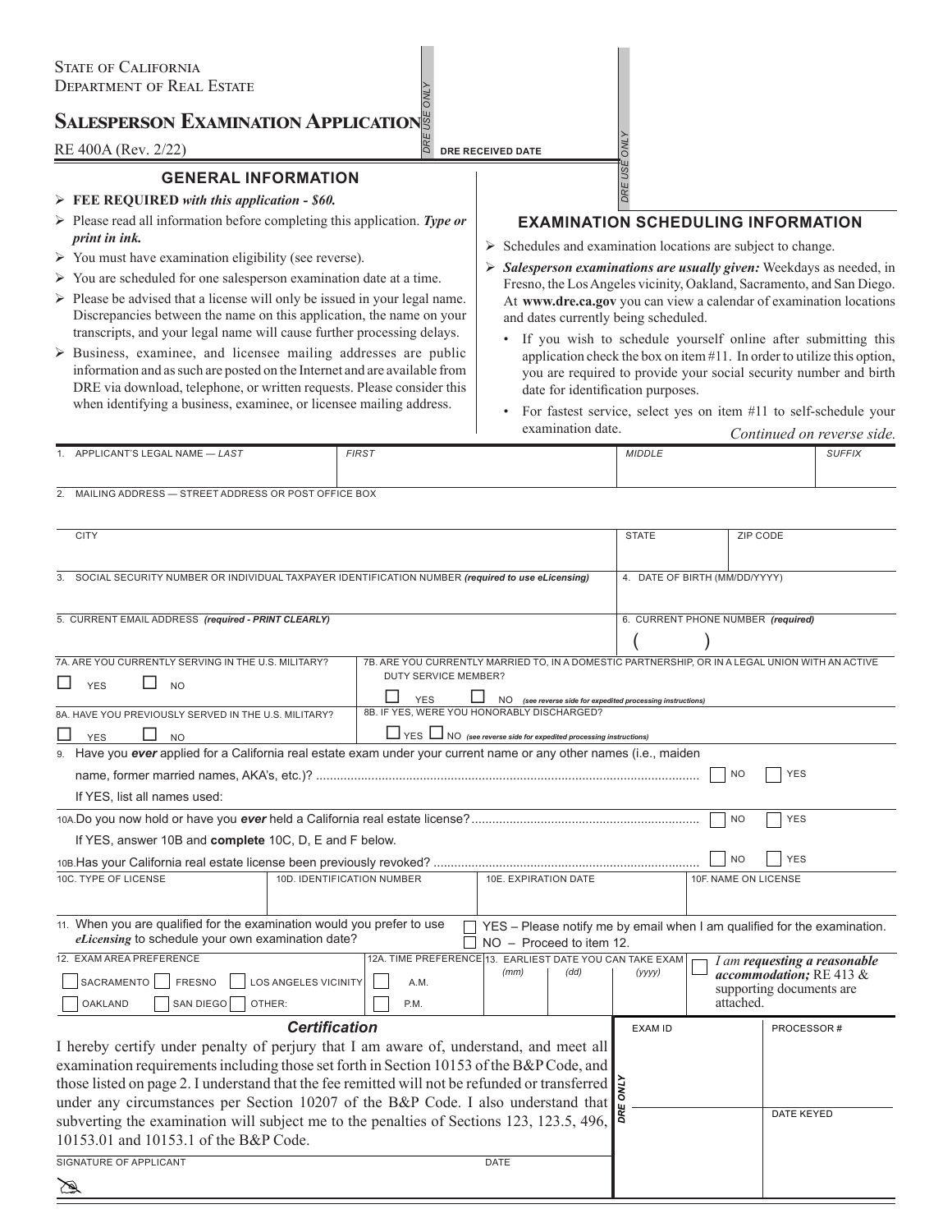State of California
Department of Real Estate

# Salesperson Examination Application

RE 400A (Rev. 2/22)

DRE USE ONLY

DRE RECEIVED DATE

DRE USE ONLY

## GENERAL INFORMATION

- **FEE REQUIRED** ***with this application - $60.***
- Please read all information before completing this application. ***Type or print in ink.***
- You must have examination eligibility (see reverse).
- You are scheduled for one salesperson examination date at a time.
- Please be advised that a license will only be issued in your legal name. Discrepancies between the name on this application, the name on your transcripts, and your legal name will cause further processing delays.
- Business, examinee, and licensee mailing addresses are public information and as such are posted on the Internet and are available from DRE via download, telephone, or written requests. Please consider this when identifying a business, examinee, or licensee mailing address.

## EXAMINATION SCHEDULING INFORMATION

- Schedules and examination locations are subject to change.
- ***Salesperson examinations are usually given:*** Weekdays as needed, in Fresno, the Los Angeles vicinity, Oakland, Sacramento, and San Diego. At **www.dre.ca.gov** you can view a calendar of examination locations and dates currently being scheduled.
  - If you wish to schedule yourself online after submitting this application check the box on item #11. In order to utilize this option, you are required to provide your social security number and birth date for identification purposes.
  - For fastest service, select yes on item #11 to self-schedule your examination date.

*Continued on reverse side.*

| 1. APPLICANT'S LEGAL NAME — *LAST* | *FIRST* | *MIDDLE* | *SUFFIX* |
|---|---|---|---|
| | | | |

2. MAILING ADDRESS — STREET ADDRESS OR POST OFFICE BOX

| CITY | STATE | ZIP CODE |
|---|---|---|
| | | |

| 3. SOCIAL SECURITY NUMBER OR INDIVIDUAL TAXPAYER IDENTIFICATION NUMBER *(required to use eLicensing)* | 4. DATE OF BIRTH (MM/DD/YYYY) |
|---|---|
| | |

| 5. CURRENT EMAIL ADDRESS *(required - PRINT CLEARLY)* | 6. CURRENT PHONE NUMBER *(required)* |
|---|---|
| | ( ) |

| 7A. ARE YOU CURRENTLY SERVING IN THE U.S. MILITARY? | 7B. ARE YOU CURRENTLY MARRIED TO, IN A DOMESTIC PARTNERSHIP, OR IN A LEGAL UNION WITH AN ACTIVE DUTY SERVICE MEMBER? |
|---|---|
| ☐ YES ☐ NO | ☐ YES ☐ NO *(see reverse side for expedited processing instructions)* |
| **8A. HAVE YOU PREVIOUSLY SERVED IN THE U.S. MILITARY?** | **8B. IF YES, WERE YOU HONORABLY DISCHARGED?** |
| ☐ YES ☐ NO | ☐ YES ☐ NO *(see reverse side for expedited processing instructions)* |

9. Have you ***ever*** applied for a California real estate exam under your current name or any other names (i.e., maiden name, former married names, AKA's, etc.)? ☐ NO ☐ YES

If YES, list all names used:

10A. Do you now hold or have you ***ever*** held a California real estate license? ☐ NO ☐ YES

If YES, answer 10B and **complete** 10C, D, E and F below.

10B. Has your California real estate license been previously revoked? ☐ NO ☐ YES

| 10C. TYPE OF LICENSE | 10D. IDENTIFICATION NUMBER | 10E. EXPIRATION DATE | 10F. NAME ON LICENSE |
|---|---|---|---|
| | | | |

11. When you are qualified for the examination would you prefer to use ***eLicensing*** to schedule your own examination date?
☐ YES – Please notify me by email when I am qualified for the examination.
☐ NO – Proceed to item 12.

| 12. EXAM AREA PREFERENCE | 12A. TIME PREFERENCE | 13. EARLIEST DATE YOU CAN TAKE EXAM | |
|---|---|---|---|
| ☐ SACRAMENTO ☐ FRESNO ☐ LOS ANGELES VICINITY | ☐ A.M. | *(mm)* *(dd)* *(yyyy)* | ☐ *I am* ***requesting a reasonable accommodation;*** RE 413 & supporting documents are attached. |
| ☐ OAKLAND ☐ SAN DIEGO ☐ OTHER: | ☐ P.M. | | |

### *Certification*

I hereby certify under penalty of perjury that I am aware of, understand, and meet all examination requirements including those set forth in Section 10153 of the B&P Code, and those listed on page 2. I understand that the fee remitted will not be refunded or transferred under any circumstances per Section 10207 of the B&P Code. I also understand that subverting the examination will subject me to the penalties of Sections 123, 123.5, 496, 10153.01 and 10153.1 of the B&P Code.

| SIGNATURE OF APPLICANT | DATE |
|---|---|
| | |

DRE ONLY

| EXAM ID | PROCESSOR # |
|---|---|
| | DATE KEYED |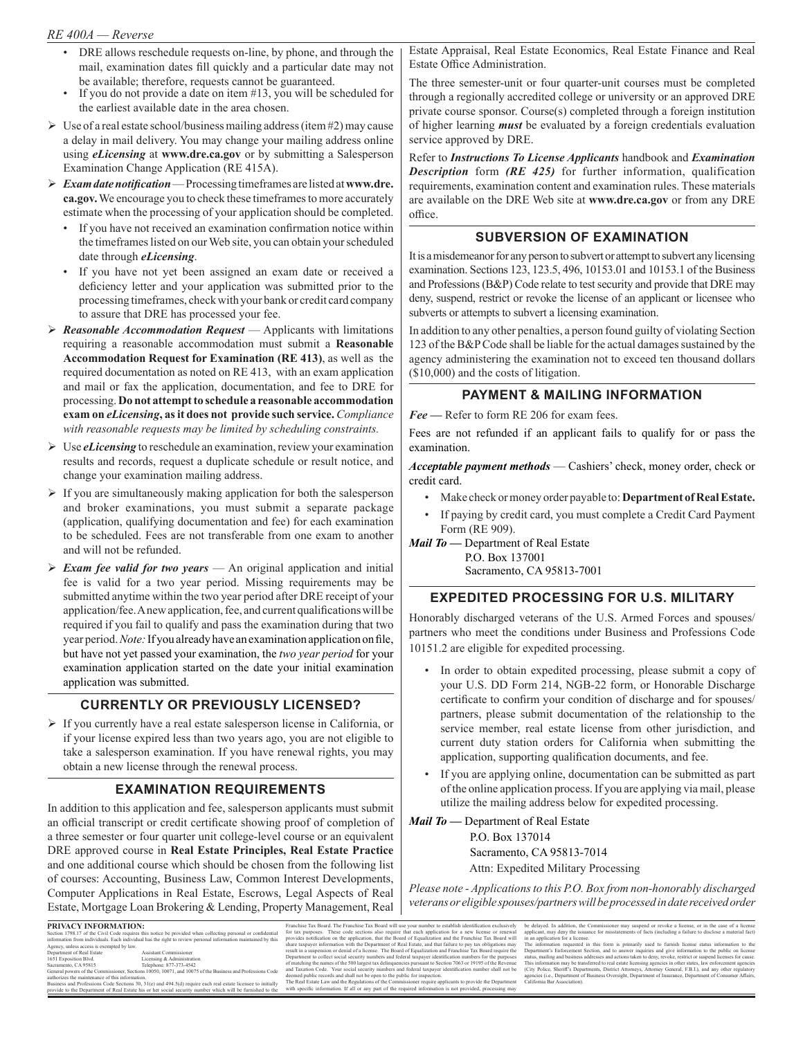- DRE allows reschedule requests on-line, by phone, and through the mail, examination dates fill quickly and a particular date may not be available; therefore, requests cannot be guaranteed.
- If you do not provide a date on item #13, you will be scheduled for the earliest available date in the area chosen.

- Use of a real estate school/business mailing address (item #2) may cause a delay in mail delivery. You may change your mailing address online using ***eLicensing*** at **www.dre.ca.gov** or by submitting a Salesperson Examination Change Application (RE 415A).
- ***Exam date notification*** — Processing timeframes are listed at **www.dre.ca.gov.** We encourage you to check these timeframes to more accurately estimate when the processing of your application should be completed.
  - If you have not received an examination confirmation notice within the timeframes listed on our Web site, you can obtain your scheduled date through ***eLicensing***.
  - If you have not yet been assigned an exam date or received a deficiency letter and your application was submitted prior to the processing timeframes, check with your bank or credit card company to assure that DRE has processed your fee.
- ***Reasonable Accommodation Request*** — Applicants with limitations requiring a reasonable accommodation must submit a **Reasonable Accommodation Request for Examination (RE 413)**, as well as the required documentation as noted on RE 413, with an exam application and mail or fax the application, documentation, and fee to DRE for processing. **Do not attempt to schedule a reasonable accommodation exam on *eLicensing*, as it does not provide such service.** *Compliance with reasonable requests may be limited by scheduling constraints.*
- Use ***eLicensing*** to reschedule an examination, review your examination results and records, request a duplicate schedule or result notice, and change your examination mailing address.
- If you are simultaneously making application for both the salesperson and broker examinations, you must submit a separate package (application, qualifying documentation and fee) for each examination to be scheduled. Fees are not transferable from one exam to another and will not be refunded.
- ***Exam fee valid for two years*** — An original application and initial fee is valid for a two year period. Missing requirements may be submitted anytime within the two year period after DRE receipt of your application/fee. A new application, fee, and current qualifications will be required if you fail to qualify and pass the examination during that two year period. *Note:* If you already have an examination application on file, but have not yet passed your examination, the *two year period* for your examination application started on the date your initial examination application was submitted.

## CURRENTLY OR PREVIOUSLY LICENSED?

- If you currently have a real estate salesperson license in California, or if your license expired less than two years ago, you are not eligible to take a salesperson examination. If you have renewal rights, you may obtain a new license through the renewal process.

## EXAMINATION REQUIREMENTS

In addition to this application and fee, salesperson applicants must submit an official transcript or credit certificate showing proof of completion of a three semester or four quarter unit college-level course or an equivalent DRE approved course in **Real Estate Principles, Real Estate Practice** and one additional course which should be chosen from the following list of courses: Accounting, Business Law, Common Interest Developments, Computer Applications in Real Estate, Escrows, Legal Aspects of Real Estate, Mortgage Loan Brokering & Lending, Property Management, Real Estate Appraisal, Real Estate Economics, Real Estate Finance and Real Estate Office Administration.

The three semester-unit or four quarter-unit courses must be completed through a regionally accredited college or university or an approved DRE private course sponsor. Course(s) completed through a foreign institution of higher learning ***must*** be evaluated by a foreign credentials evaluation service approved by DRE.

Refer to ***Instructions To License Applicants*** handbook and ***Examination Description*** form ***(RE 425)*** for further information, qualification requirements, examination content and examination rules. These materials are available on the DRE Web site at **www.dre.ca.gov** or from any DRE office.

## SUBVERSION OF EXAMINATION

It is a misdemeanor for any person to subvert or attempt to subvert any licensing examination. Sections 123, 123.5, 496, 10153.01 and 10153.1 of the Business and Professions (B&P) Code relate to test security and provide that DRE may deny, suspend, restrict or revoke the license of an applicant or licensee who subverts or attempts to subvert a licensing examination.

In addition to any other penalties, a person found guilty of violating Section 123 of the B&P Code shall be liable for the actual damages sustained by the agency administering the examination not to exceed ten thousand dollars ($10,000) and the costs of litigation.

## PAYMENT & MAILING INFORMATION

***Fee —*** Refer to form RE 206 for exam fees.

Fees are not refunded if an applicant fails to qualify for or pass the examination.

***Acceptable payment methods*** — Cashiers' check, money order, check or credit card.

- Make check or money order payable to: **Department of Real Estate.**
- If paying by credit card, you must complete a Credit Card Payment Form (RE 909).

***Mail To —*** Department of Real Estate
P.O. Box 137001
Sacramento, CA 95813-7001

## EXPEDITED PROCESSING FOR U.S. MILITARY

Honorably discharged veterans of the U.S. Armed Forces and spouses/partners who meet the conditions under Business and Professions Code 10151.2 are eligible for expedited processing.

- In order to obtain expedited processing, please submit a copy of your U.S. DD Form 214, NGB-22 form, or Honorable Discharge certificate to confirm your condition of discharge and for spouses/partners, please submit documentation of the relationship to the service member, real estate license from other jurisdiction, and current duty station orders for California when submitting the application, supporting qualification documents, and fee.
- If you are applying online, documentation can be submitted as part of the online application process. If you are applying via mail, please utilize the mailing address below for expedited processing.

***Mail To —*** Department of Real Estate
P.O. Box 137014
Sacramento, CA 95813-7014
Attn: Expedited Military Processing

*Please note - Applications to this P.O. Box from non-honorably discharged veterans or eligible spouses/partners will be processed in date received order*

**PRIVACY INFORMATION:**
Section 1798.17 of the Civil Code requires this notice be provided when collecting personal or confidential information from individuals. Each individual has the right to review personal information maintained by this Agency, unless access is exempted by law.
Department of Real Estate — Assistant Commissioner
1651 Exposition Blvd. — Licensing & Administration
Sacramento, CA 95815 — Telephone: 877-373-4542
General powers of the Commissioner, Sections 10050, 10071, and 10075 of the Business and Professions Code authorizes the maintenance of this information.
Business and Professions Code Sections 30, 31(e) and 494.5(d) require each real estate licensee to initially provide to the Department of Real Estate his or her social security number which will be furnished to the Franchise Tax Board. The Franchise Tax Board will use your number to establish identification exclusively for tax purposes. These code sections also require that each application for a new license or renewal provides notification on the application, that the Board of Equalization and the Franchise Tax Board will share taxpayer information with the Department of Real Estate, and that failure to pay tax obligations may result in a suspension or denial of a license. The Board of Equalization and Franchise Tax Board require the Department to collect social security numbers and federal taxpayer identification numbers for the purposes of matching the names of the 500 largest tax delinquencies pursuant to Section 7063 or 19195 of the Revenue and Taxation Code. Your social security numbers and federal taxpayer identification number shall not be deemed public records and shall not be open to the public for inspection.
The Real Estate Law and the Regulations of the Commissioner require applicants to provide the Department with specific information. If all or any part of the required information is not provided, processing may be delayed. In addition, the Commissioner may suspend or revoke a license, or in the case of a license applicant, may deny the issuance for misstatements of facts (including a failure to disclose a material fact) in an application for a license.
The information requested in this form is primarily used to furnish license status information to the Department's Enforcement Section, and to answer inquiries and give information to the public on license status, mailing and business addresses and actions taken to deny, revoke, restrict or suspend licenses for cause. This information may be transferred to real estate licensing agencies in other states, law enforcement agencies (City Police, Sheriff's Departments, District Attorneys, Attorney General, F.B.I.), and any other regulatory agencies (i.e., Department of Business Oversight, Department of Insurance, Department of Consumer Affairs, California Bar Association).